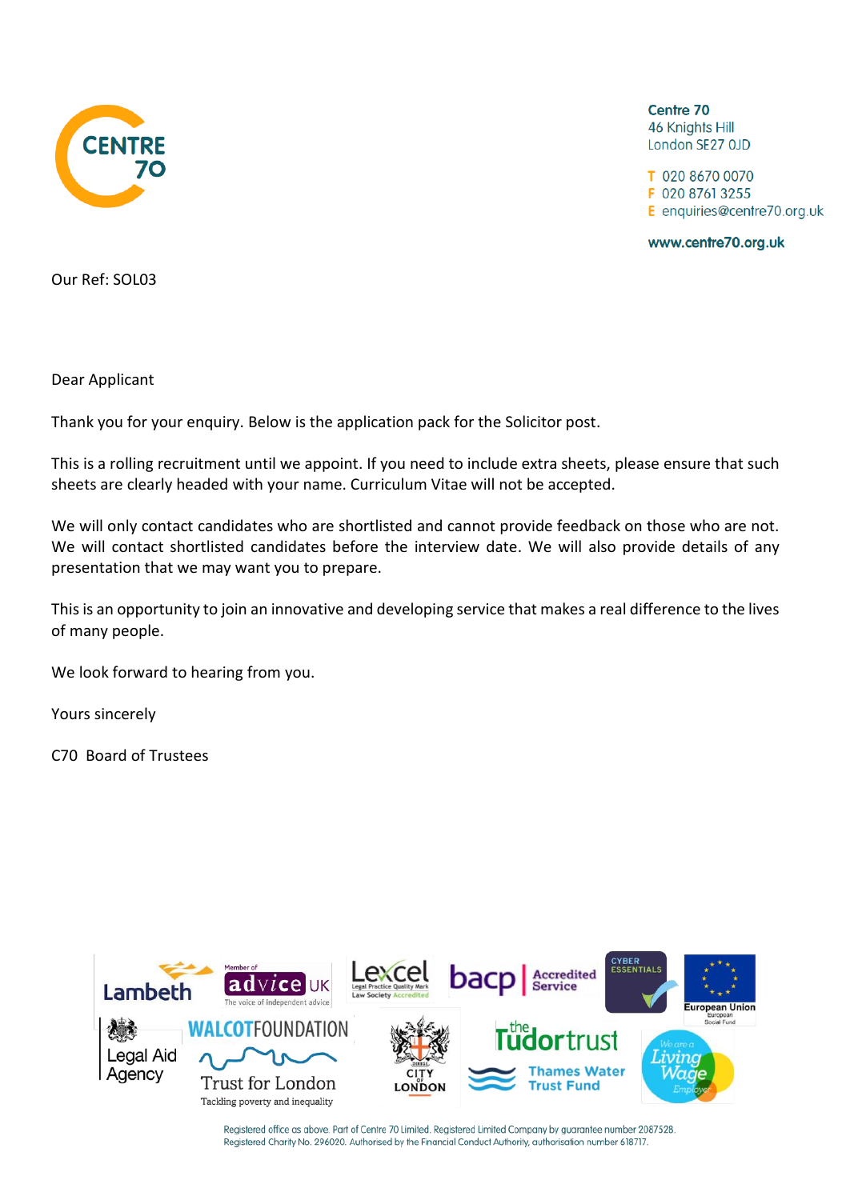Centre 70
46 Knights Hill
London SE27 0JD

T 020 8670 0070
F 020 8761 3255
E enquiries@centre70.org.uk

www.centre70.org.uk

Our Ref: SOL03

Dear Applicant

Thank you for your enquiry. Below is the application pack for the Solicitor post.

This is a rolling recruitment until we appoint. If you need to include extra sheets, please ensure that such sheets are clearly headed with your name. Curriculum Vitae will not be accepted.

We will only contact candidates who are shortlisted and cannot provide feedback on those who are not. We will contact shortlisted candidates before the interview date. We will also provide details of any presentation that we may want you to prepare.

This is an opportunity to join an innovative and developing service that makes a real difference to the lives of many people.

We look forward to hearing from you.

Yours sincerely

C70 Board of Trustees

Registered office as above. Part of Centre 70 Limited. Registered Limited Company by guarantee number 2087528.
Registered Charity No. 296020. Authorised by the Financial Conduct Authority, authorisation number 618717.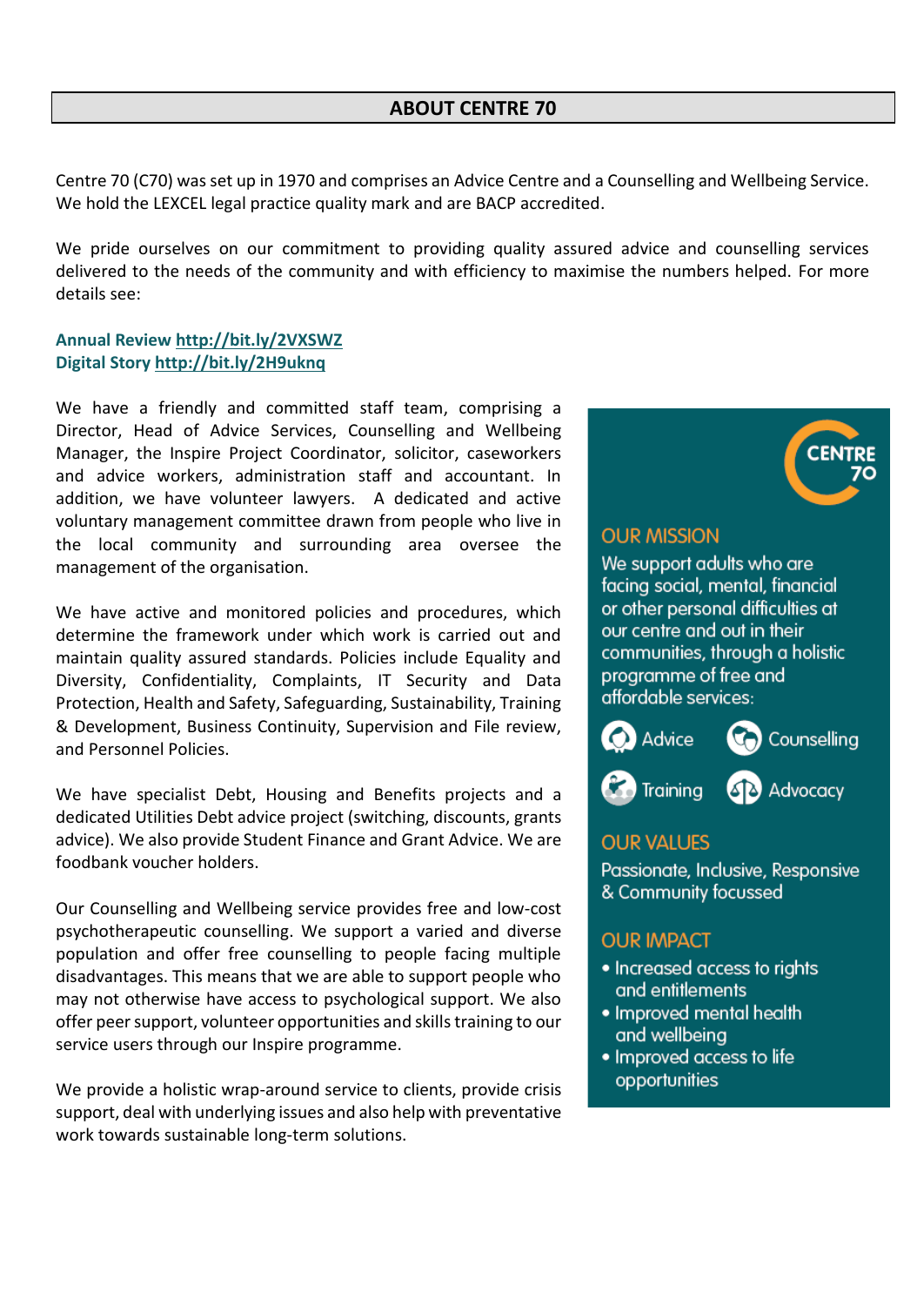## ABOUT CENTRE 70

Centre 70 (C70) was set up in 1970 and comprises an Advice Centre and a Counselling and Wellbeing Service. We hold the LEXCEL legal practice quality mark and are BACP accredited.

We pride ourselves on our commitment to providing quality assured advice and counselling services delivered to the needs of the community and with efficiency to maximise the numbers helped. For more details see:

**Annual Review http://bit.ly/2VXSWZ**
**Digital Story http://bit.ly/2H9uknq**

We have a friendly and committed staff team, comprising a Director, Head of Advice Services, Counselling and Wellbeing Manager, the Inspire Project Coordinator, solicitor, caseworkers and advice workers, administration staff and accountant. In addition, we have volunteer lawyers. A dedicated and active voluntary management committee drawn from people who live in the local community and surrounding area oversee the management of the organisation.

We have active and monitored policies and procedures, which determine the framework under which work is carried out and maintain quality assured standards. Policies include Equality and Diversity, Confidentiality, Complaints, IT Security and Data Protection, Health and Safety, Safeguarding, Sustainability, Training & Development, Business Continuity, Supervision and File review, and Personnel Policies.

We have specialist Debt, Housing and Benefits projects and a dedicated Utilities Debt advice project (switching, discounts, grants advice). We also provide Student Finance and Grant Advice. We are foodbank voucher holders.

Our Counselling and Wellbeing service provides free and low-cost psychotherapeutic counselling. We support a varied and diverse population and offer free counselling to people facing multiple disadvantages. This means that we are able to support people who may not otherwise have access to psychological support. We also offer peer support, volunteer opportunities and skills training to our service users through our Inspire programme.

We provide a holistic wrap-around service to clients, provide crisis support, deal with underlying issues and also help with preventative work towards sustainable long-term solutions.

CENTRE 70

### OUR MISSION

We support adults who are facing social, mental, financial or other personal difficulties at our centre and out in their communities, through a holistic programme of free and affordable services:

Advice
Counselling
Training
Advocacy

### OUR VALUES

Passionate, Inclusive, Responsive & Community focussed

### OUR IMPACT

- Increased access to rights and entitlements
- Improved mental health and wellbeing
- Improved access to life opportunities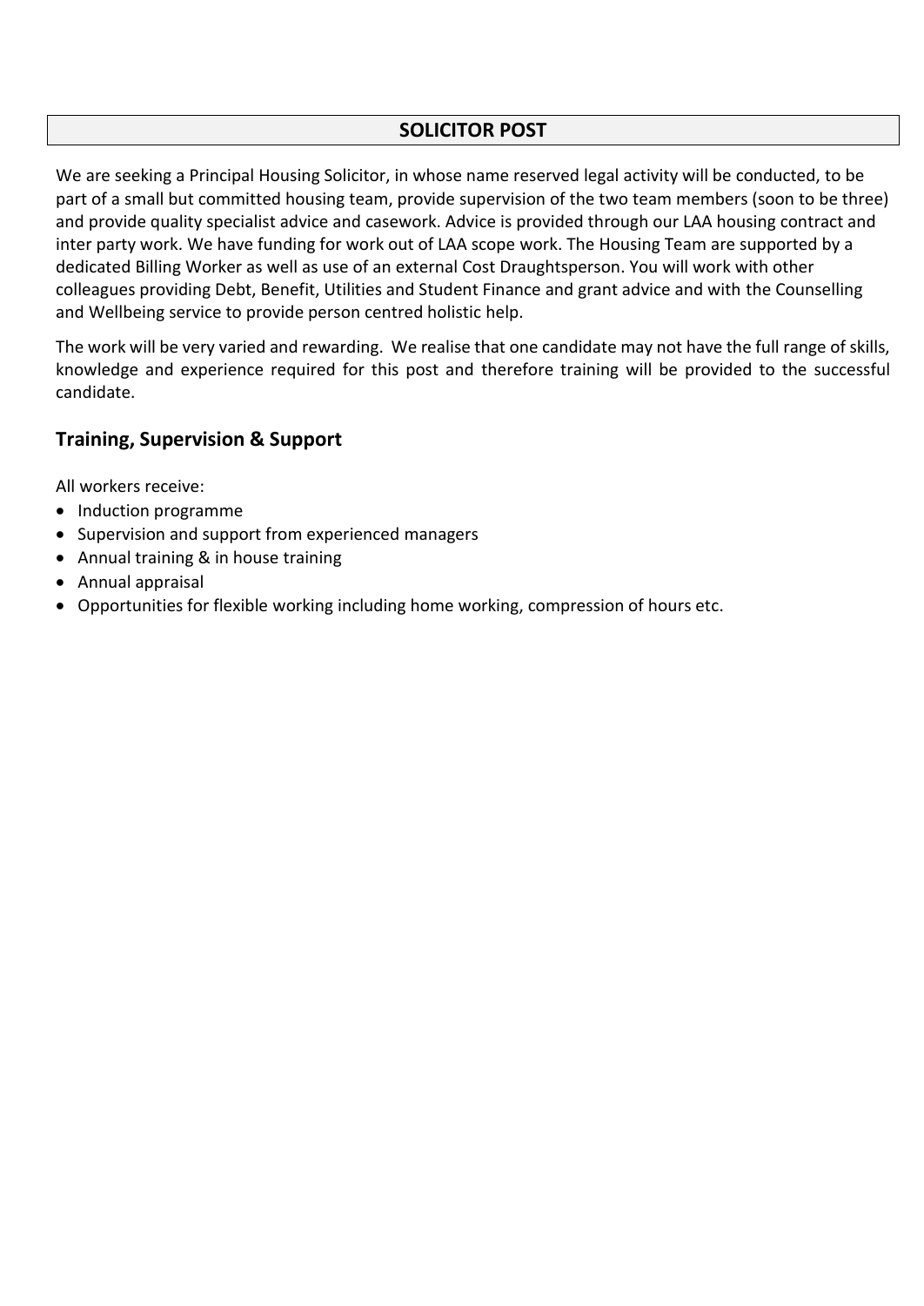## SOLICITOR POST

We are seeking a Principal Housing Solicitor, in whose name reserved legal activity will be conducted, to be part of a small but committed housing team, provide supervision of the two team members (soon to be three) and provide quality specialist advice and casework. Advice is provided through our LAA housing contract and inter party work. We have funding for work out of LAA scope work. The Housing Team are supported by a dedicated Billing Worker as well as use of an external Cost Draughtsperson. You will work with other colleagues providing Debt, Benefit, Utilities and Student Finance and grant advice and with the Counselling and Wellbeing service to provide person centred holistic help.

The work will be very varied and rewarding. We realise that one candidate may not have the full range of skills, knowledge and experience required for this post and therefore training will be provided to the successful candidate.

### Training, Supervision & Support

All workers receive:

- Induction programme
- Supervision and support from experienced managers
- Annual training & in house training
- Annual appraisal
- Opportunities for flexible working including home working, compression of hours etc.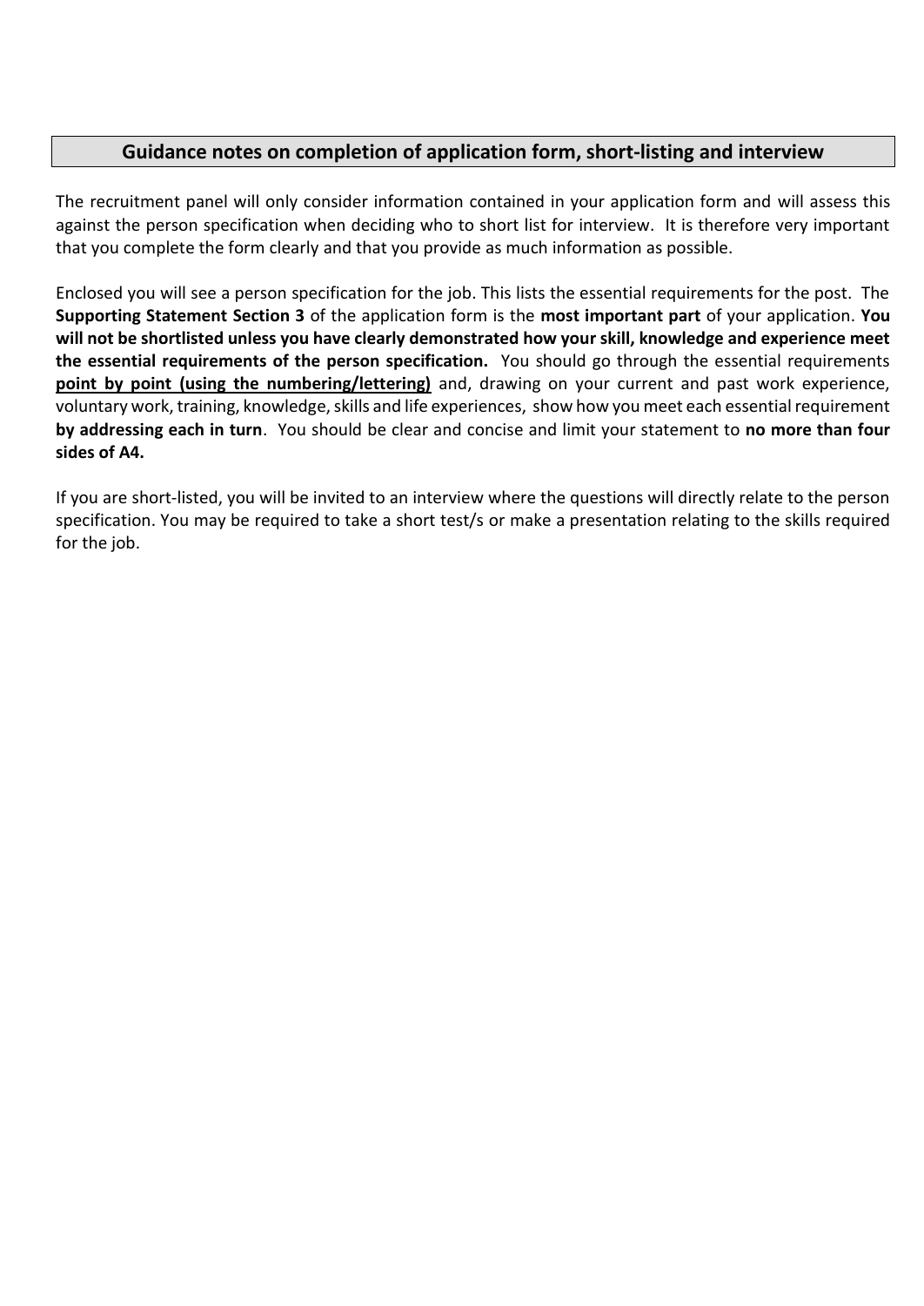## Guidance notes on completion of application form, short-listing and interview

The recruitment panel will only consider information contained in your application form and will assess this against the person specification when deciding who to short list for interview. It is therefore very important that you complete the form clearly and that you provide as much information as possible.

Enclosed you will see a person specification for the job. This lists the essential requirements for the post. The **Supporting Statement Section 3** of the application form is the **most important part** of your application. **You will not be shortlisted unless you have clearly demonstrated how your skill, knowledge and experience meet the essential requirements of the person specification.** You should go through the essential requirements **point by point (using the numbering/lettering)** and, drawing on your current and past work experience, voluntary work, training, knowledge, skills and life experiences, show how you meet each essential requirement **by addressing each in turn**. You should be clear and concise and limit your statement to **no more than four sides of A4.**

If you are short-listed, you will be invited to an interview where the questions will directly relate to the person specification. You may be required to take a short test/s or make a presentation relating to the skills required for the job.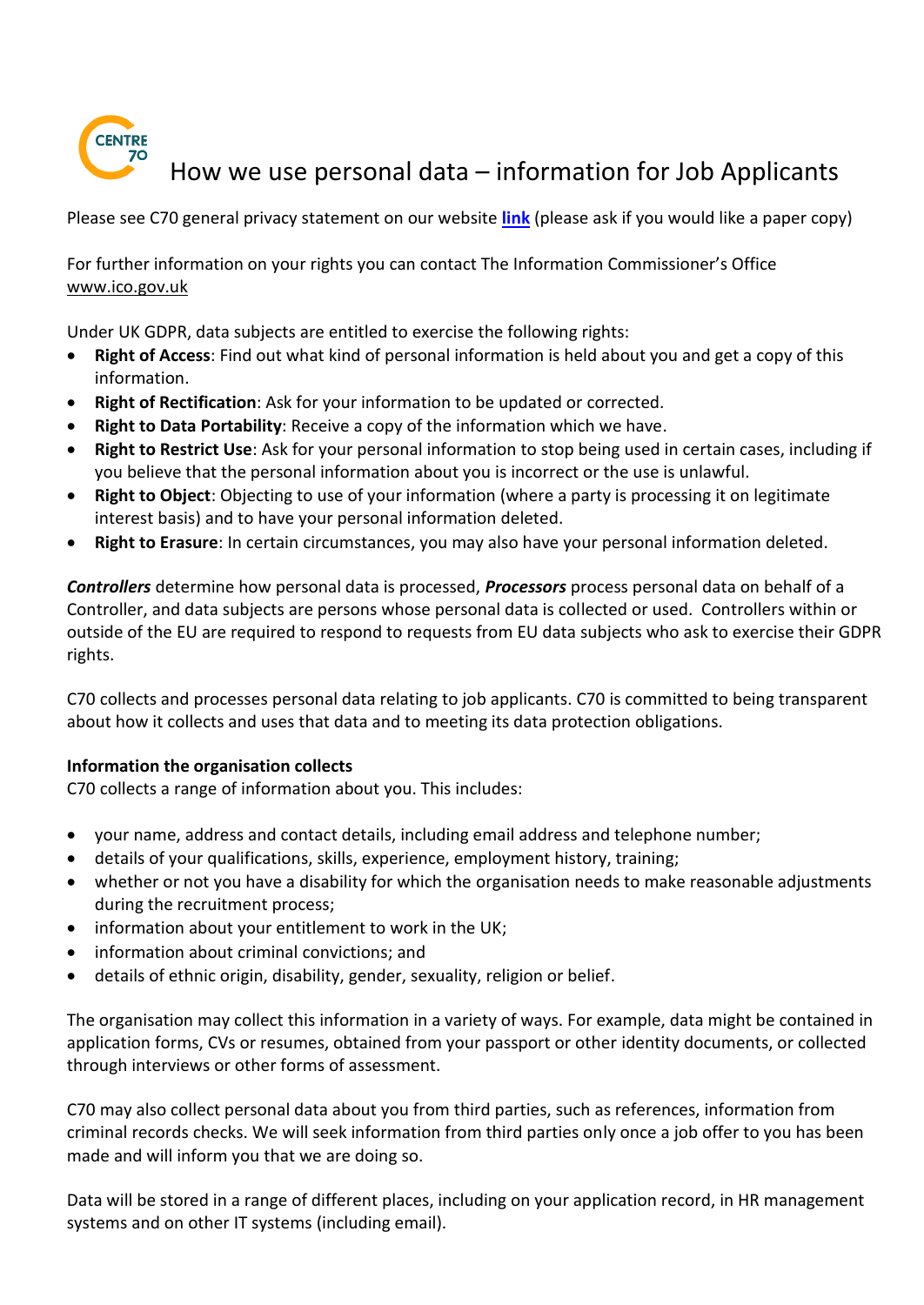# How we use personal data – information for Job Applicants

Please see C70 general privacy statement on our website **link** (please ask if you would like a paper copy)

For further information on your rights you can contact The Information Commissioner's Office www.ico.gov.uk

Under UK GDPR, data subjects are entitled to exercise the following rights:

- **Right of Access**: Find out what kind of personal information is held about you and get a copy of this information.
- **Right of Rectification**: Ask for your information to be updated or corrected.
- **Right to Data Portability**: Receive a copy of the information which we have.
- **Right to Restrict Use**: Ask for your personal information to stop being used in certain cases, including if you believe that the personal information about you is incorrect or the use is unlawful.
- **Right to Object**: Objecting to use of your information (where a party is processing it on legitimate interest basis) and to have your personal information deleted.
- **Right to Erasure**: In certain circumstances, you may also have your personal information deleted.

***Controllers*** determine how personal data is processed, ***Processors*** process personal data on behalf of a Controller, and data subjects are persons whose personal data is collected or used. Controllers within or outside of the EU are required to respond to requests from EU data subjects who ask to exercise their GDPR rights.

C70 collects and processes personal data relating to job applicants. C70 is committed to being transparent about how it collects and uses that data and to meeting its data protection obligations.

**Information the organisation collects**

C70 collects a range of information about you. This includes:

- your name, address and contact details, including email address and telephone number;
- details of your qualifications, skills, experience, employment history, training;
- whether or not you have a disability for which the organisation needs to make reasonable adjustments during the recruitment process;
- information about your entitlement to work in the UK;
- information about criminal convictions; and
- details of ethnic origin, disability, gender, sexuality, religion or belief.

The organisation may collect this information in a variety of ways. For example, data might be contained in application forms, CVs or resumes, obtained from your passport or other identity documents, or collected through interviews or other forms of assessment.

C70 may also collect personal data about you from third parties, such as references, information from criminal records checks. We will seek information from third parties only once a job offer to you has been made and will inform you that we are doing so.

Data will be stored in a range of different places, including on your application record, in HR management systems and on other IT systems (including email).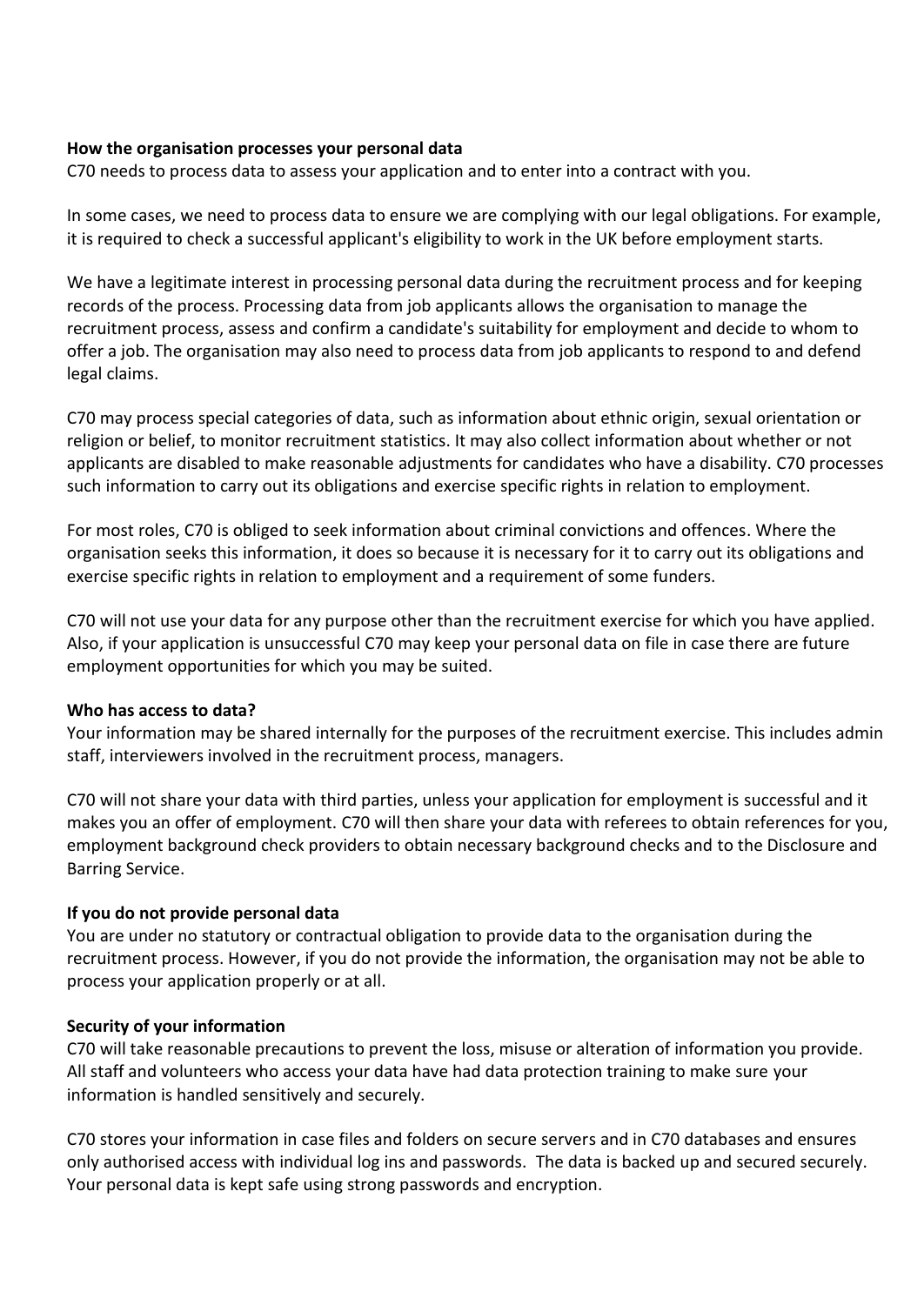**How the organisation processes your personal data**
C70 needs to process data to assess your application and to enter into a contract with you.

In some cases, we need to process data to ensure we are complying with our legal obligations. For example, it is required to check a successful applicant's eligibility to work in the UK before employment starts.

We have a legitimate interest in processing personal data during the recruitment process and for keeping records of the process. Processing data from job applicants allows the organisation to manage the recruitment process, assess and confirm a candidate's suitability for employment and decide to whom to offer a job. The organisation may also need to process data from job applicants to respond to and defend legal claims.

C70 may process special categories of data, such as information about ethnic origin, sexual orientation or religion or belief, to monitor recruitment statistics. It may also collect information about whether or not applicants are disabled to make reasonable adjustments for candidates who have a disability. C70 processes such information to carry out its obligations and exercise specific rights in relation to employment.

For most roles, C70 is obliged to seek information about criminal convictions and offences. Where the organisation seeks this information, it does so because it is necessary for it to carry out its obligations and exercise specific rights in relation to employment and a requirement of some funders.

C70 will not use your data for any purpose other than the recruitment exercise for which you have applied. Also, if your application is unsuccessful C70 may keep your personal data on file in case there are future employment opportunities for which you may be suited.

**Who has access to data?**
Your information may be shared internally for the purposes of the recruitment exercise. This includes admin staff, interviewers involved in the recruitment process, managers.

C70 will not share your data with third parties, unless your application for employment is successful and it makes you an offer of employment. C70 will then share your data with referees to obtain references for you, employment background check providers to obtain necessary background checks and to the Disclosure and Barring Service.

**If you do not provide personal data**
You are under no statutory or contractual obligation to provide data to the organisation during the recruitment process. However, if you do not provide the information, the organisation may not be able to process your application properly or at all.

**Security of your information**
C70 will take reasonable precautions to prevent the loss, misuse or alteration of information you provide. All staff and volunteers who access your data have had data protection training to make sure your information is handled sensitively and securely.

C70 stores your information in case files and folders on secure servers and in C70 databases and ensures only authorised access with individual log ins and passwords. The data is backed up and secured securely. Your personal data is kept safe using strong passwords and encryption.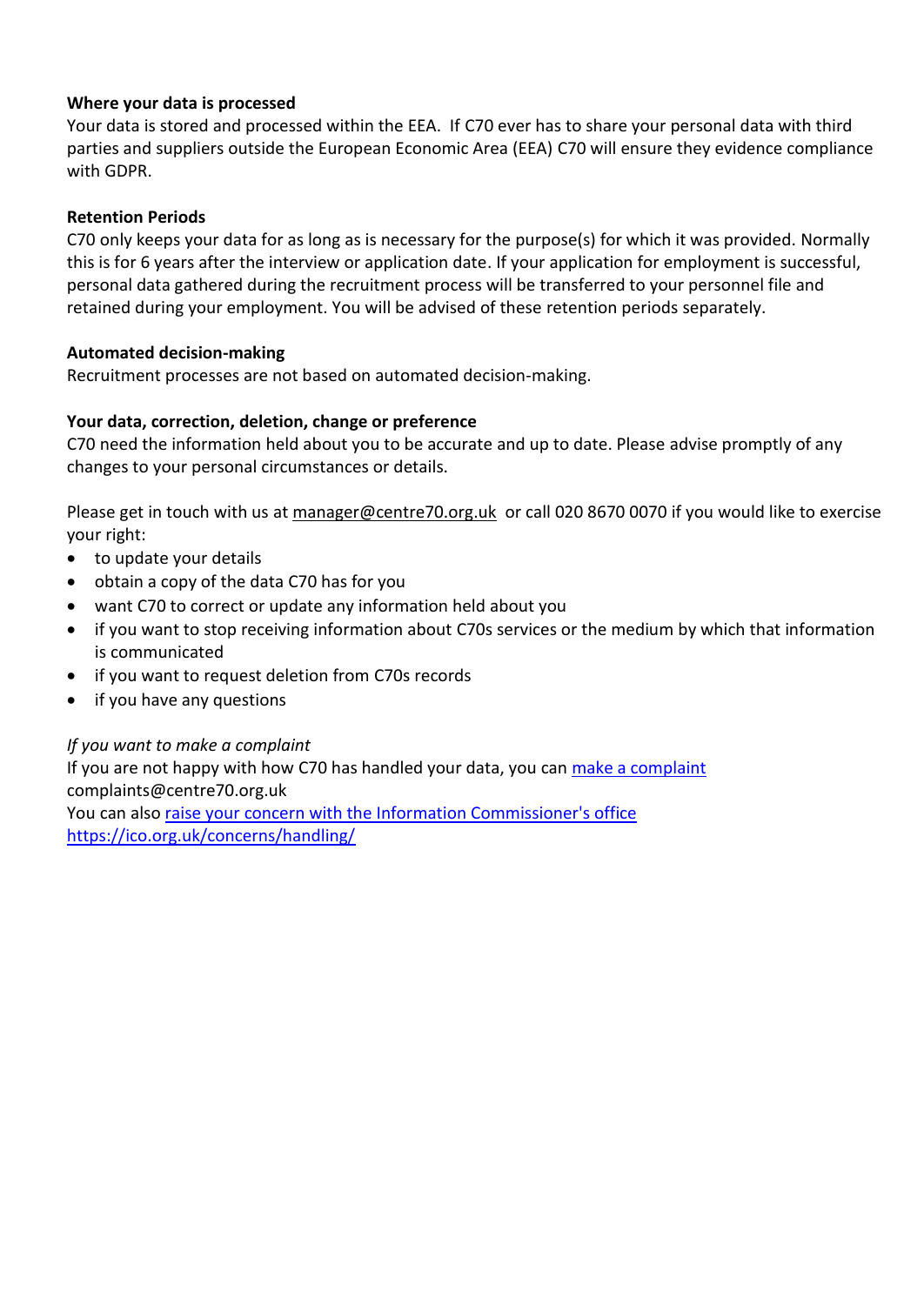**Where your data is processed**

Your data is stored and processed within the EEA. If C70 ever has to share your personal data with third parties and suppliers outside the European Economic Area (EEA) C70 will ensure they evidence compliance with GDPR.

**Retention Periods**

C70 only keeps your data for as long as is necessary for the purpose(s) for which it was provided. Normally this is for 6 years after the interview or application date. If your application for employment is successful, personal data gathered during the recruitment process will be transferred to your personnel file and retained during your employment. You will be advised of these retention periods separately.

**Automated decision-making**

Recruitment processes are not based on automated decision-making.

**Your data, correction, deletion, change or preference**

C70 need the information held about you to be accurate and up to date. Please advise promptly of any changes to your personal circumstances or details.

Please get in touch with us at manager@centre70.org.uk or call 020 8670 0070 if you would like to exercise your right:

- to update your details
- obtain a copy of the data C70 has for you
- want C70 to correct or update any information held about you
- if you want to stop receiving information about C70s services or the medium by which that information is communicated
- if you want to request deletion from C70s records
- if you have any questions

*If you want to make a complaint*

If you are not happy with how C70 has handled your data, you can [make a complaint](mailto:complaints@centre70.org.uk)
complaints@centre70.org.uk
You can also [raise your concern with the Information Commissioner's office](https://ico.org.uk/concerns/handling/)
https://ico.org.uk/concerns/handling/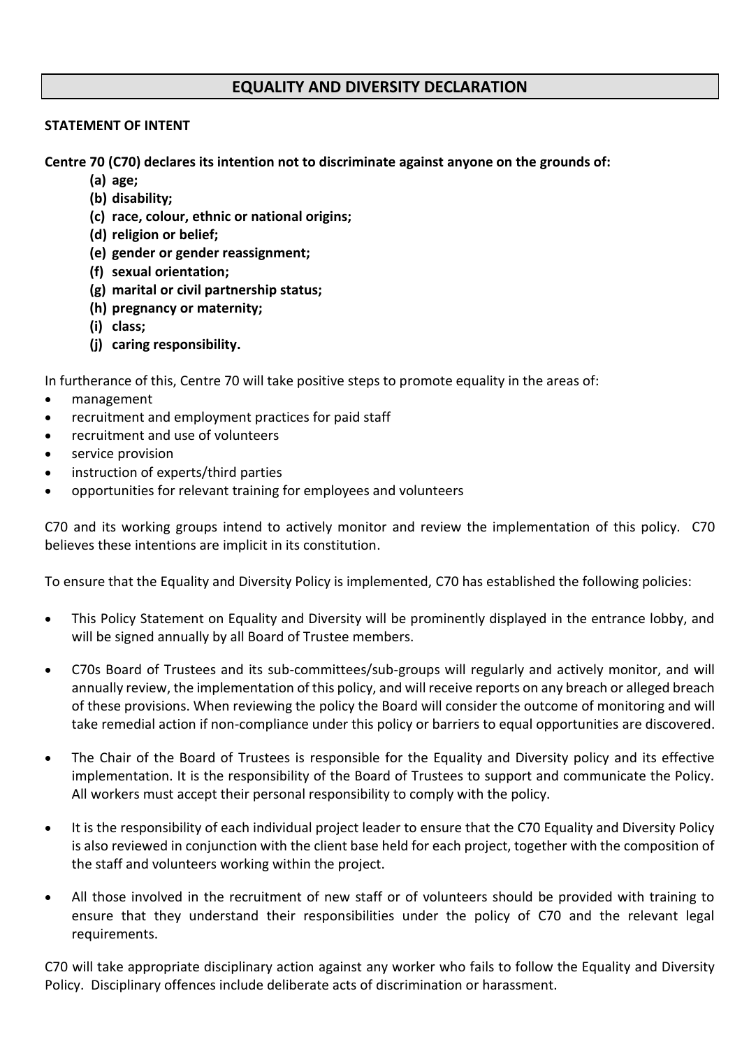# EQUALITY AND DIVERSITY DECLARATION

**STATEMENT OF INTENT**

**Centre 70 (C70) declares its intention not to discriminate against anyone on the grounds of:**

- **(a) age;**
- **(b) disability;**
- **(c) race, colour, ethnic or national origins;**
- **(d) religion or belief;**
- **(e) gender or gender reassignment;**
- **(f) sexual orientation;**
- **(g) marital or civil partnership status;**
- **(h) pregnancy or maternity;**
- **(i) class;**
- **(j) caring responsibility.**

In furtherance of this, Centre 70 will take positive steps to promote equality in the areas of:

- management
- recruitment and employment practices for paid staff
- recruitment and use of volunteers
- service provision
- instruction of experts/third parties
- opportunities for relevant training for employees and volunteers

C70 and its working groups intend to actively monitor and review the implementation of this policy. C70 believes these intentions are implicit in its constitution.

To ensure that the Equality and Diversity Policy is implemented, C70 has established the following policies:

- This Policy Statement on Equality and Diversity will be prominently displayed in the entrance lobby, and will be signed annually by all Board of Trustee members.
- C70s Board of Trustees and its sub-committees/sub-groups will regularly and actively monitor, and will annually review, the implementation of this policy, and will receive reports on any breach or alleged breach of these provisions. When reviewing the policy the Board will consider the outcome of monitoring and will take remedial action if non-compliance under this policy or barriers to equal opportunities are discovered.
- The Chair of the Board of Trustees is responsible for the Equality and Diversity policy and its effective implementation. It is the responsibility of the Board of Trustees to support and communicate the Policy. All workers must accept their personal responsibility to comply with the policy.
- It is the responsibility of each individual project leader to ensure that the C70 Equality and Diversity Policy is also reviewed in conjunction with the client base held for each project, together with the composition of the staff and volunteers working within the project.
- All those involved in the recruitment of new staff or of volunteers should be provided with training to ensure that they understand their responsibilities under the policy of C70 and the relevant legal requirements.

C70 will take appropriate disciplinary action against any worker who fails to follow the Equality and Diversity Policy. Disciplinary offences include deliberate acts of discrimination or harassment.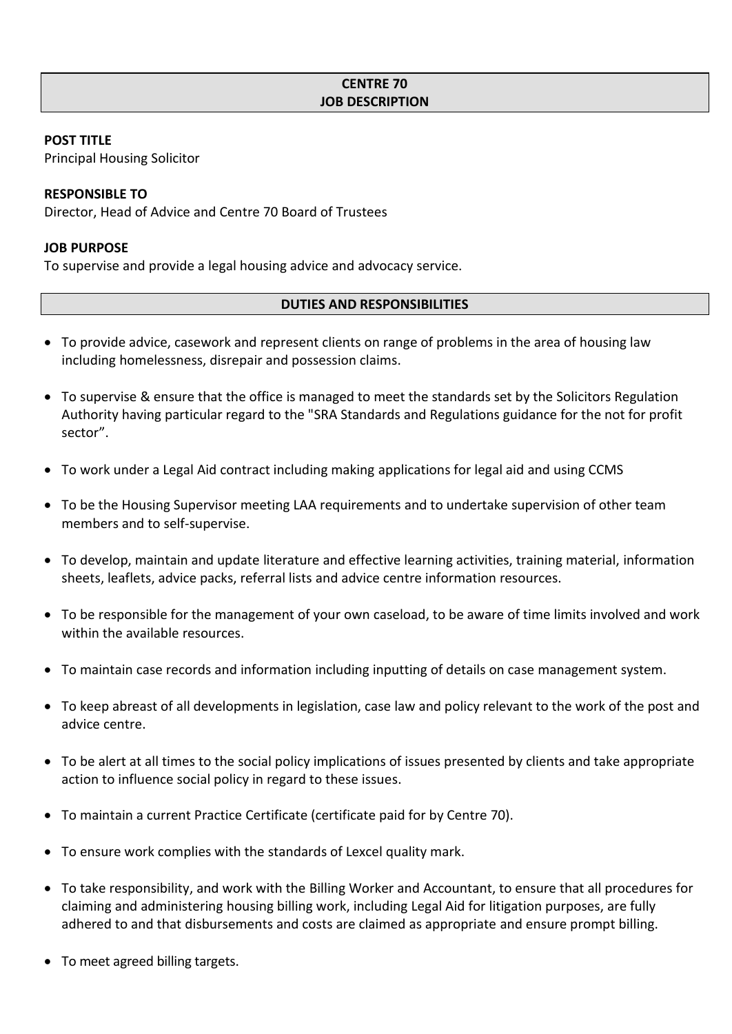**CENTRE 70**
**JOB DESCRIPTION**

**POST TITLE**
Principal Housing Solicitor

**RESPONSIBLE TO**
Director, Head of Advice and Centre 70 Board of Trustees

**JOB PURPOSE**
To supervise and provide a legal housing advice and advocacy service.

**DUTIES AND RESPONSIBILITIES**

- To provide advice, casework and represent clients on range of problems in the area of housing law including homelessness, disrepair and possession claims.
- To supervise & ensure that the office is managed to meet the standards set by the Solicitors Regulation Authority having particular regard to the "SRA Standards and Regulations guidance for the not for profit sector".
- To work under a Legal Aid contract including making applications for legal aid and using CCMS
- To be the Housing Supervisor meeting LAA requirements and to undertake supervision of other team members and to self-supervise.
- To develop, maintain and update literature and effective learning activities, training material, information sheets, leaflets, advice packs, referral lists and advice centre information resources.
- To be responsible for the management of your own caseload, to be aware of time limits involved and work within the available resources.
- To maintain case records and information including inputting of details on case management system.
- To keep abreast of all developments in legislation, case law and policy relevant to the work of the post and advice centre.
- To be alert at all times to the social policy implications of issues presented by clients and take appropriate action to influence social policy in regard to these issues.
- To maintain a current Practice Certificate (certificate paid for by Centre 70).
- To ensure work complies with the standards of Lexcel quality mark.
- To take responsibility, and work with the Billing Worker and Accountant, to ensure that all procedures for claiming and administering housing billing work, including Legal Aid for litigation purposes, are fully adhered to and that disbursements and costs are claimed as appropriate and ensure prompt billing.
- To meet agreed billing targets.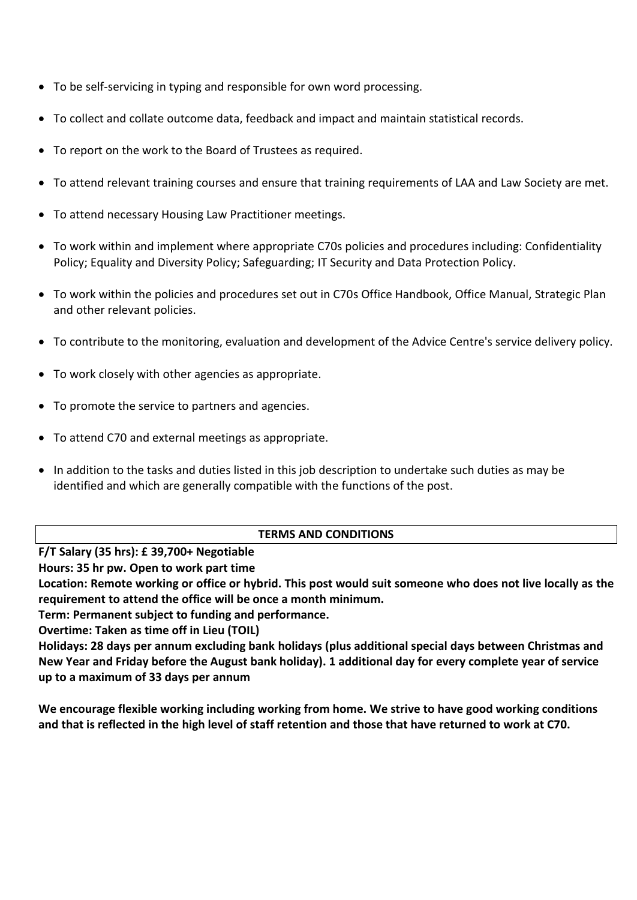- To be self-servicing in typing and responsible for own word processing.
- To collect and collate outcome data, feedback and impact and maintain statistical records.
- To report on the work to the Board of Trustees as required.
- To attend relevant training courses and ensure that training requirements of LAA and Law Society are met.
- To attend necessary Housing Law Practitioner meetings.
- To work within and implement where appropriate C70s policies and procedures including: Confidentiality Policy; Equality and Diversity Policy; Safeguarding; IT Security and Data Protection Policy.
- To work within the policies and procedures set out in C70s Office Handbook, Office Manual, Strategic Plan and other relevant policies.
- To contribute to the monitoring, evaluation and development of the Advice Centre's service delivery policy.
- To work closely with other agencies as appropriate.
- To promote the service to partners and agencies.
- To attend C70 and external meetings as appropriate.
- In addition to the tasks and duties listed in this job description to undertake such duties as may be identified and which are generally compatible with the functions of the post.

| TERMS AND CONDITIONS |
|---|

**F/T Salary (35 hrs): £ 39,700+ Negotiable**

**Hours: 35 hr pw. Open to work part time**

**Location: Remote working or office or hybrid. This post would suit someone who does not live locally as the requirement to attend the office will be once a month minimum.**

**Term: Permanent subject to funding and performance.**

**Overtime: Taken as time off in Lieu (TOIL)**

**Holidays: 28 days per annum excluding bank holidays (plus additional special days between Christmas and New Year and Friday before the August bank holiday). 1 additional day for every complete year of service up to a maximum of 33 days per annum**

**We encourage flexible working including working from home. We strive to have good working conditions and that is reflected in the high level of staff retention and those that have returned to work at C70.**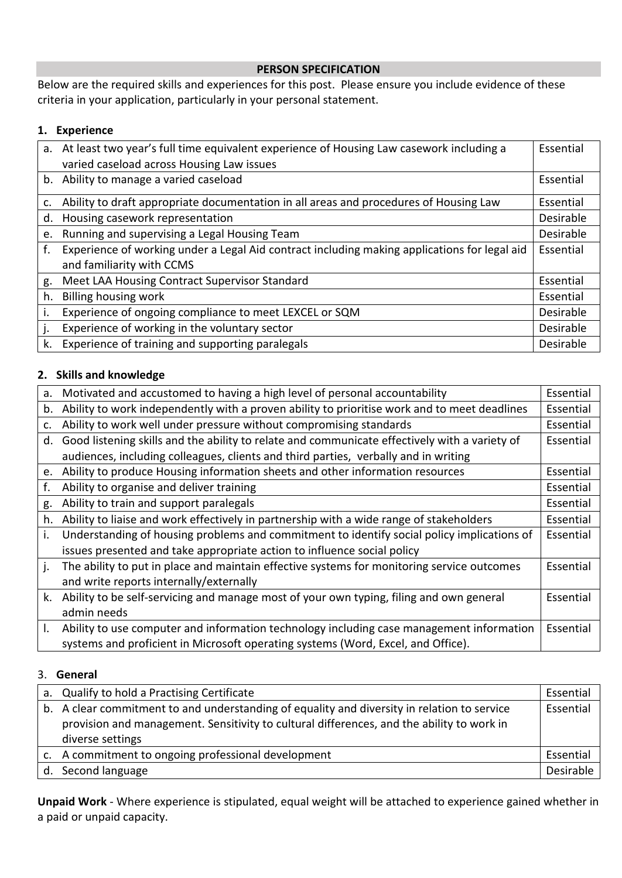## PERSON SPECIFICATION

Below are the required skills and experiences for this post. Please ensure you include evidence of these criteria in your application, particularly in your personal statement.

### 1. Experience

| | | |
|---|---|---|
| a. | At least two year's full time equivalent experience of Housing Law casework including a varied caseload across Housing Law issues | Essential |
| b. | Ability to manage a varied caseload | Essential |
| c. | Ability to draft appropriate documentation in all areas and procedures of Housing Law | Essential |
| d. | Housing casework representation | Desirable |
| e. | Running and supervising a Legal Housing Team | Desirable |
| f. | Experience of working under a Legal Aid contract including making applications for legal aid and familiarity with CCMS | Essential |
| g. | Meet LAA Housing Contract Supervisor Standard | Essential |
| h. | Billing housing work | Essential |
| i. | Experience of ongoing compliance to meet LEXCEL or SQM | Desirable |
| j. | Experience of working in the voluntary sector | Desirable |
| k. | Experience of training and supporting paralegals | Desirable |

### 2. Skills and knowledge

| | | |
|---|---|---|
| a. | Motivated and accustomed to having a high level of personal accountability | Essential |
| b. | Ability to work independently with a proven ability to prioritise work and to meet deadlines | Essential |
| c. | Ability to work well under pressure without compromising standards | Essential |
| d. | Good listening skills and the ability to relate and communicate effectively with a variety of audiences, including colleagues, clients and third parties, verbally and in writing | Essential |
| e. | Ability to produce Housing information sheets and other information resources | Essential |
| f. | Ability to organise and deliver training | Essential |
| g. | Ability to train and support paralegals | Essential |
| h. | Ability to liaise and work effectively in partnership with a wide range of stakeholders | Essential |
| i. | Understanding of housing problems and commitment to identify social policy implications of issues presented and take appropriate action to influence social policy | Essential |
| j. | The ability to put in place and maintain effective systems for monitoring service outcomes and write reports internally/externally | Essential |
| k. | Ability to be self-servicing and manage most of your own typing, filing and own general admin needs | Essential |
| l. | Ability to use computer and information technology including case management information systems and proficient in Microsoft operating systems (Word, Excel, and Office). | Essential |

### 3. General

| | | |
|---|---|---|
| a. | Qualify to hold a Practising Certificate | Essential |
| b. | A clear commitment to and understanding of equality and diversity in relation to service provision and management. Sensitivity to cultural differences, and the ability to work in diverse settings | Essential |
| c. | A commitment to ongoing professional development | Essential |
| d. | Second language | Desirable |

**Unpaid Work** - Where experience is stipulated, equal weight will be attached to experience gained whether in a paid or unpaid capacity.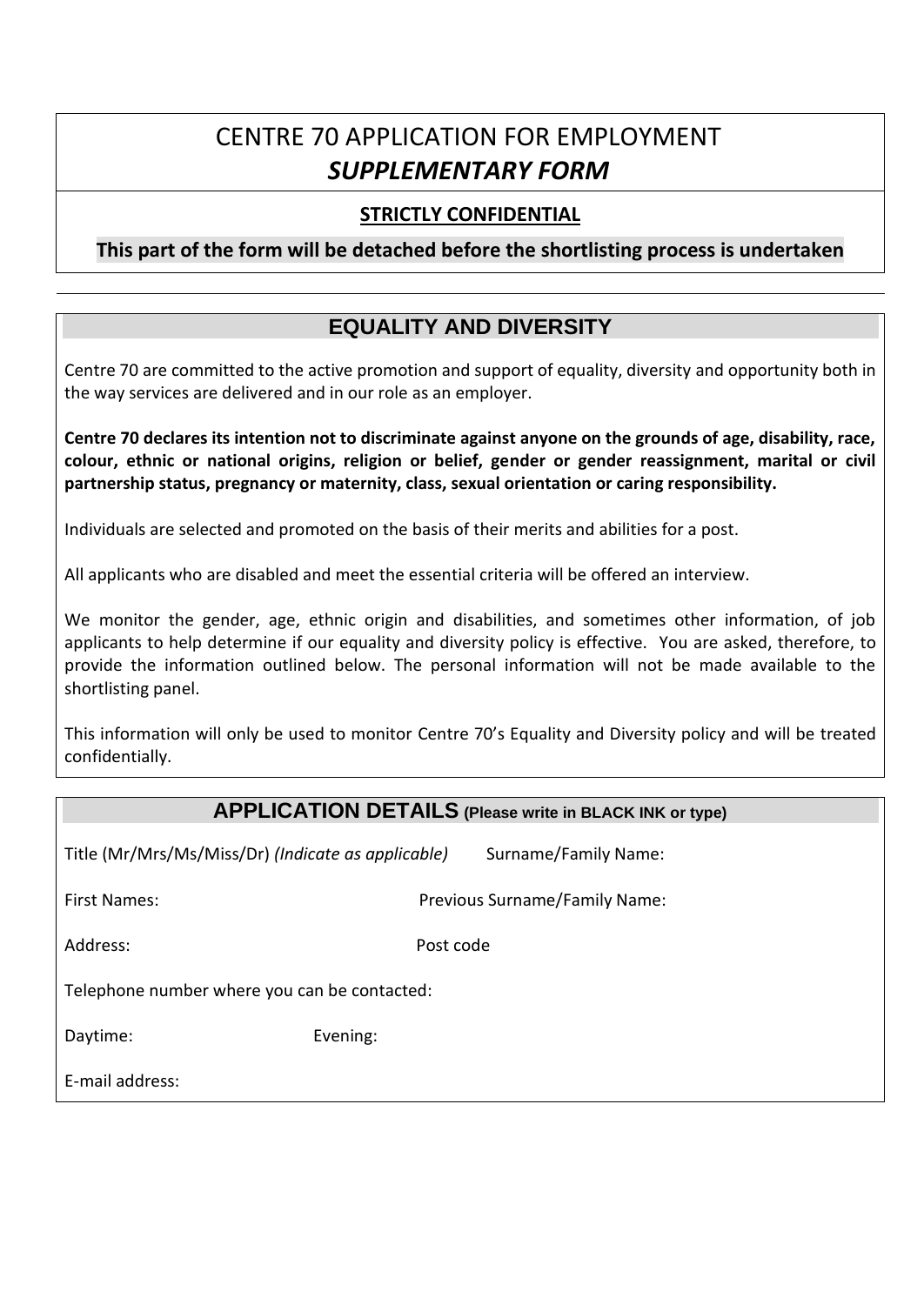# CENTRE 70 APPLICATION FOR EMPLOYMENT

## *SUPPLEMENTARY FORM*

**STRICTLY CONFIDENTIAL**

**This part of the form will be detached before the shortlisting process is undertaken**

## EQUALITY AND DIVERSITY

Centre 70 are committed to the active promotion and support of equality, diversity and opportunity both in the way services are delivered and in our role as an employer.

**Centre 70 declares its intention not to discriminate against anyone on the grounds of age, disability, race, colour, ethnic or national origins, religion or belief, gender or gender reassignment, marital or civil partnership status, pregnancy or maternity, class, sexual orientation or caring responsibility.**

Individuals are selected and promoted on the basis of their merits and abilities for a post.

All applicants who are disabled and meet the essential criteria will be offered an interview.

We monitor the gender, age, ethnic origin and disabilities, and sometimes other information, of job applicants to help determine if our equality and diversity policy is effective. You are asked, therefore, to provide the information outlined below. The personal information will not be made available to the shortlisting panel.

This information will only be used to monitor Centre 70's Equality and Diversity policy and will be treated confidentially.

## APPLICATION DETAILS (Please write in BLACK INK or type)

Title (Mr/Mrs/Ms/Miss/Dr) *(Indicate as applicable)* Surname/Family Name:

First Names: Previous Surname/Family Name:

Address: Post code

Telephone number where you can be contacted:

Daytime: Evening:

E-mail address: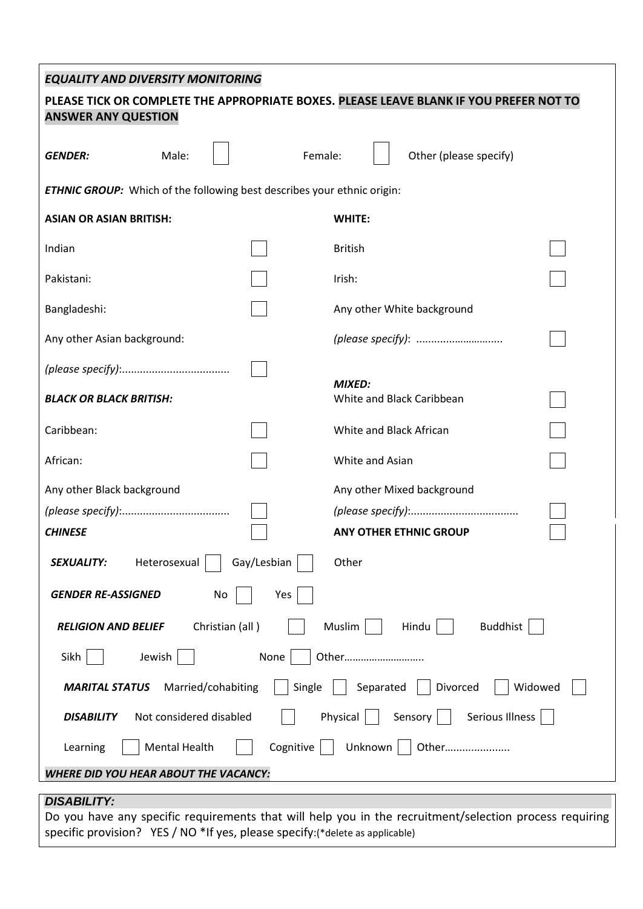***EQUALITY AND DIVERSITY MONITORING***

**PLEASE TICK OR COMPLETE THE APPROPRIATE BOXES. PLEASE LEAVE BLANK IF YOU PREFER NOT TO ANSWER ANY QUESTION**

***GENDER:*** Male: ☐ Female: ☐ Other (please specify)

***ETHNIC GROUP:*** Which of the following best describes your ethnic origin:

| **ASIAN OR ASIAN BRITISH:** | | **WHITE:** | |
|---|---|---|---|
| Indian | ☐ | British | ☐ |
| Pakistani: | ☐ | Irish: | ☐ |
| Bangladeshi: | ☐ | Any other White background | |
| Any other Asian background: | | *(please specify)*: ............................. | ☐ |
| *(please specify)*:.................................... | ☐ | | |
| ***BLACK OR BLACK BRITISH:*** | | ***MIXED:*** White and Black Caribbean | ☐ |
| Caribbean: | ☐ | White and Black African | ☐ |
| African: | ☐ | White and Asian | ☐ |
| Any other Black background | | Any other Mixed background | |
| *(please specify)*:.................................... | ☐ | *(please specify)*:.................................... | ☐ |
| ***CHINESE*** | ☐ | **ANY OTHER ETHNIC GROUP** | ☐ |

***SEXUALITY:*** Heterosexual ☐ Gay/Lesbian ☐ Other

***GENDER RE-ASSIGNED*** No ☐ Yes ☐

***RELIGION AND BELIEF*** Christian (all ) ☐ Muslim ☐ Hindu ☐ Buddhist ☐

Sikh ☐ Jewish ☐ None ☐ Other……………………….

***MARITAL STATUS*** Married/cohabiting ☐ Single ☐ Separated ☐ Divorced ☐ Widowed ☐

***DISABILITY*** Not considered disabled ☐ Physical ☐ Sensory ☐ Serious Illness ☐

Learning ☐ Mental Health ☐ Cognitive ☐ Unknown ☐ Other.....................

***WHERE DID YOU HEAR ABOUT THE VACANCY:***

***DISABILITY:***

Do you have any specific requirements that will help you in the recruitment/selection process requiring specific provision? YES / NO *If yes, please specify:(*delete as applicable)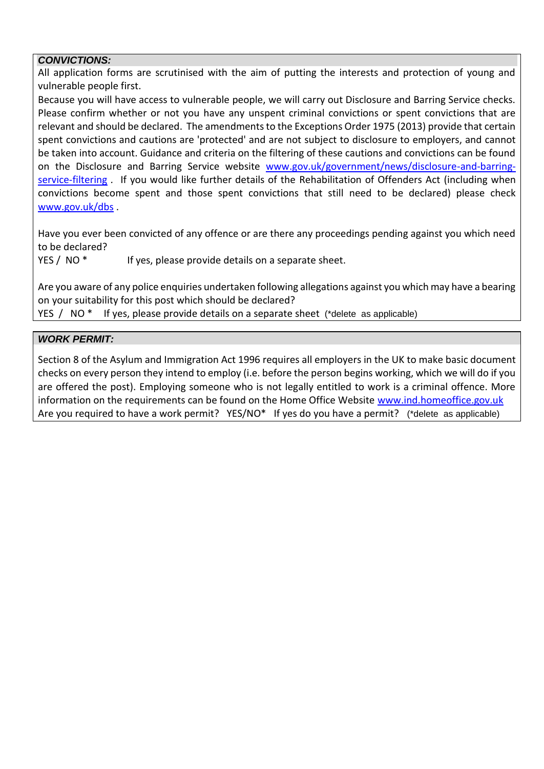## *CONVICTIONS:*

All application forms are scrutinised with the aim of putting the interests and protection of young and vulnerable people first.

Because you will have access to vulnerable people, we will carry out Disclosure and Barring Service checks. Please confirm whether or not you have any unspent criminal convictions or spent convictions that are relevant and should be declared. The amendments to the Exceptions Order 1975 (2013) provide that certain spent convictions and cautions are 'protected' and are not subject to disclosure to employers, and cannot be taken into account. Guidance and criteria on the filtering of these cautions and convictions can be found on the Disclosure and Barring Service website [www.gov.uk/government/news/disclosure-and-barring-service-filtering](www.gov.uk/government/news/disclosure-and-barring-service-filtering) . If you would like further details of the Rehabilitation of Offenders Act (including when convictions become spent and those spent convictions that still need to be declared) please check [www.gov.uk/dbs](www.gov.uk/dbs) .

Have you ever been convicted of any offence or are there any proceedings pending against you which need to be declared?

YES / NO * If yes, please provide details on a separate sheet.

Are you aware of any police enquiries undertaken following allegations against you which may have a bearing on your suitability for this post which should be declared?

YES / NO * If yes, please provide details on a separate sheet (*delete as applicable)

## *WORK PERMIT:*

Section 8 of the Asylum and Immigration Act 1996 requires all employers in the UK to make basic document checks on every person they intend to employ (i.e. before the person begins working, which we will do if you are offered the post). Employing someone who is not legally entitled to work is a criminal offence. More information on the requirements can be found on the Home Office Website [www.ind.homeoffice.gov.uk](www.ind.homeoffice.gov.uk)

Are you required to have a work permit? YES/NO* If yes do you have a permit? (*delete as applicable)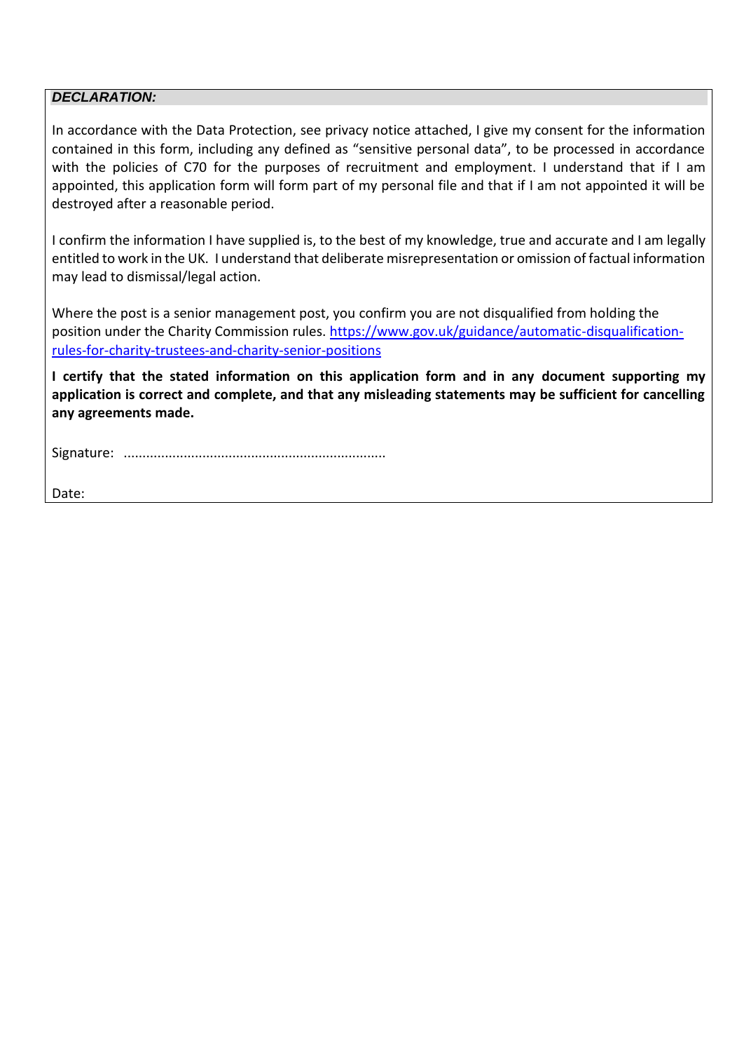***DECLARATION:***

In accordance with the Data Protection, see privacy notice attached, I give my consent for the information contained in this form, including any defined as “sensitive personal data”, to be processed in accordance with the policies of C70 for the purposes of recruitment and employment. I understand that if I am appointed, this application form will form part of my personal file and that if I am not appointed it will be destroyed after a reasonable period.

I confirm the information I have supplied is, to the best of my knowledge, true and accurate and I am legally entitled to work in the UK. I understand that deliberate misrepresentation or omission of factual information may lead to dismissal/legal action.

Where the post is a senior management post, you confirm you are not disqualified from holding the position under the Charity Commission rules. [https://www.gov.uk/guidance/automatic-disqualification-rules-for-charity-trustees-and-charity-senior-positions](https://www.gov.uk/guidance/automatic-disqualification-rules-for-charity-trustees-and-charity-senior-positions)

**I certify that the stated information on this application form and in any document supporting my application is correct and complete, and that any misleading statements may be sufficient for cancelling any agreements made.**

Signature: .....................................................................

Date: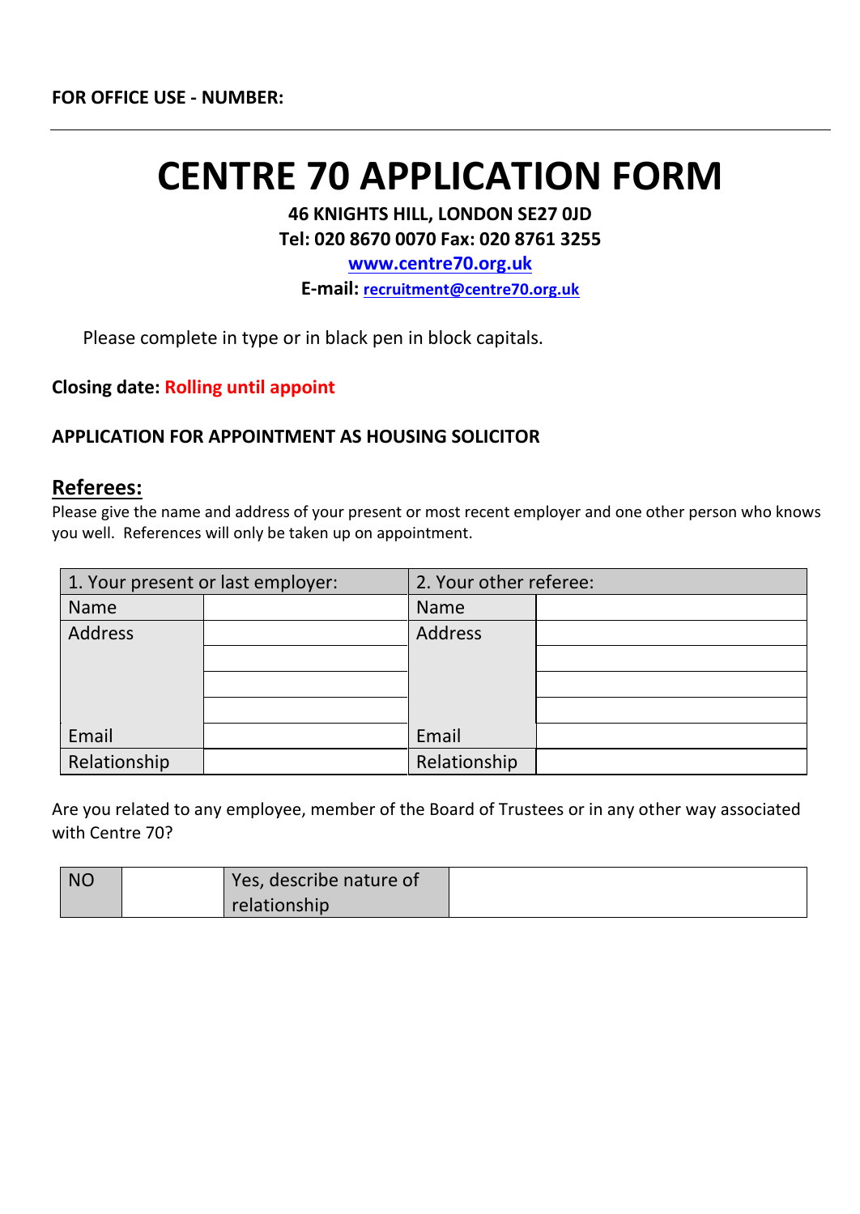**FOR OFFICE USE - NUMBER:**

---

# CENTRE 70 APPLICATION FORM

**46 KNIGHTS HILL, LONDON SE27 0JD**
**Tel: 020 8670 0070 Fax: 020 8761 3255**
**www.centre70.org.uk**
**E-mail: recruitment@centre70.org.uk**

Please complete in type or in black pen in block capitals.

**Closing date: Rolling until appoint**

**APPLICATION FOR APPOINTMENT AS HOUSING SOLICITOR**

## Referees:

Please give the name and address of your present or most recent employer and one other person who knows you well. References will only be taken up on appointment.

| 1. Your present or last employer: | | 2. Your other referee: | |
|---|---|---|---|
| Name | | Name | |
| Address | | Address | |
| | | | |
| | | | |
| | | | |
| Email | | Email | |
| Relationship | | Relationship | |

Are you related to any employee, member of the Board of Trustees or in any other way associated with Centre 70?

| NO | | Yes, describe nature of relationship | |
|---|---|---|---|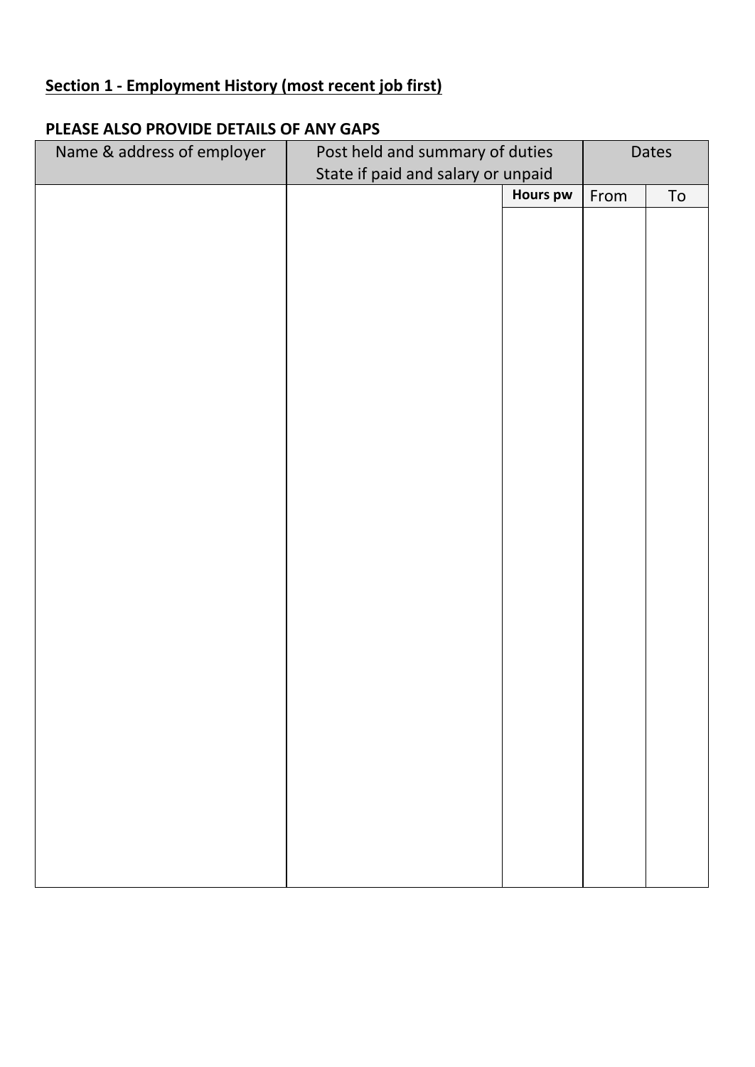**Section 1 - Employment History (most recent job first)**

**PLEASE ALSO PROVIDE DETAILS OF ANY GAPS**

| Name & address of employer | Post held and summary of duties State if paid and salary or unpaid | | Dates | |
|---|---|---|---|---|
| | | **Hours pw** | From | To |
| | | | | |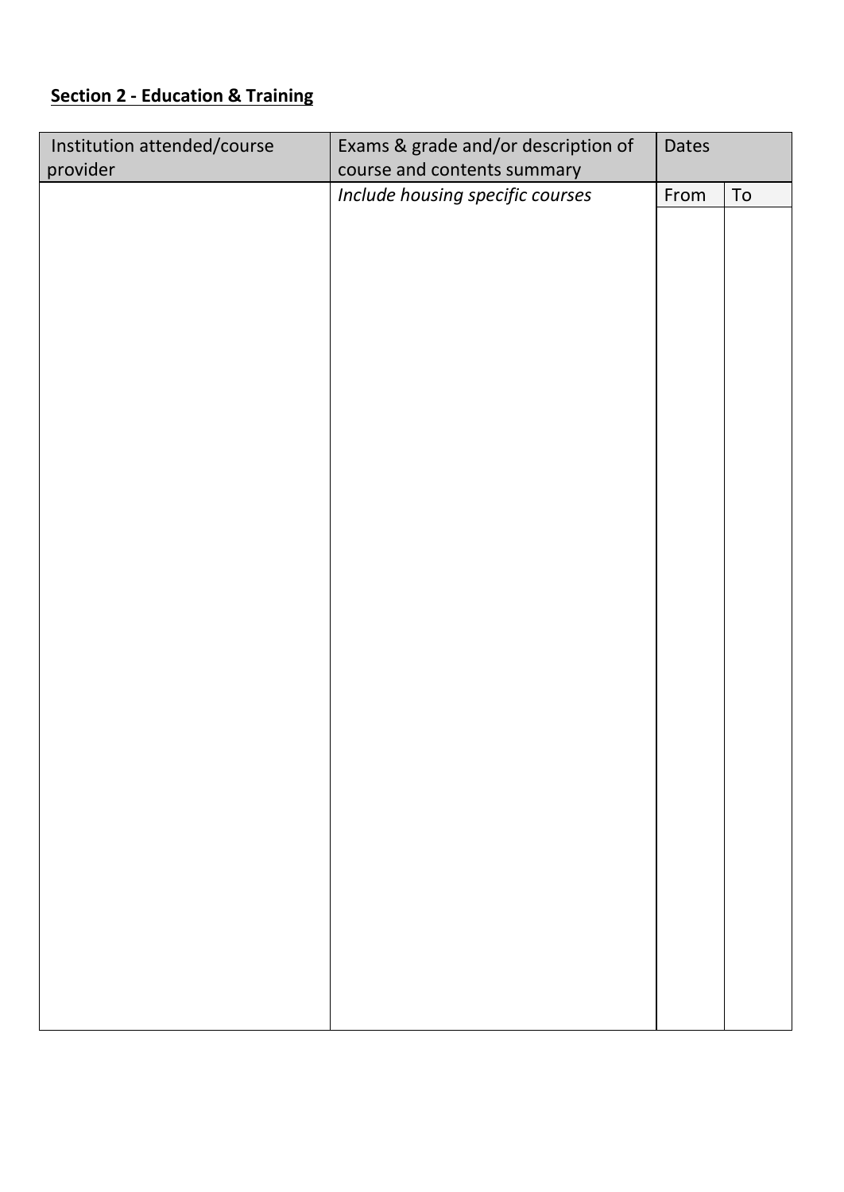**Section 2 - Education & Training**

| Institution attended/course provider | Exams & grade and/or description of course and contents summary | Dates | |
|---|---|---|---|
| | *Include housing specific courses* | From | To |
| | | | |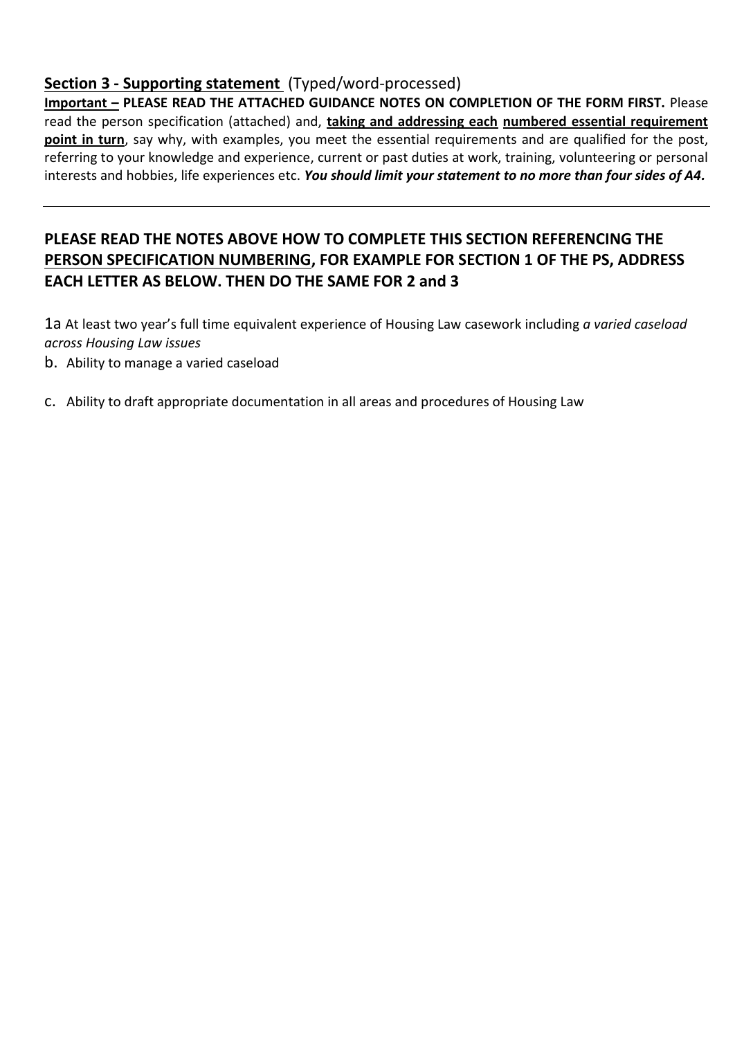## **Section 3 - Supporting statement** (Typed/word-processed)

**Important – PLEASE READ THE ATTACHED GUIDANCE NOTES ON COMPLETION OF THE FORM FIRST.** Please read the person specification (attached) and, **taking and addressing each numbered essential requirement point in turn**, say why, with examples, you meet the essential requirements and are qualified for the post, referring to your knowledge and experience, current or past duties at work, training, volunteering or personal interests and hobbies, life experiences etc. ***You should limit your statement to no more than four sides of A4.***

---

**PLEASE READ THE NOTES ABOVE HOW TO COMPLETE THIS SECTION REFERENCING THE PERSON SPECIFICATION NUMBERING, FOR EXAMPLE FOR SECTION 1 OF THE PS, ADDRESS EACH LETTER AS BELOW. THEN DO THE SAME FOR 2 and 3**

1a At least two year's full time equivalent experience of Housing Law casework including *a varied caseload across Housing Law issues*

b. Ability to manage a varied caseload

c. Ability to draft appropriate documentation in all areas and procedures of Housing Law